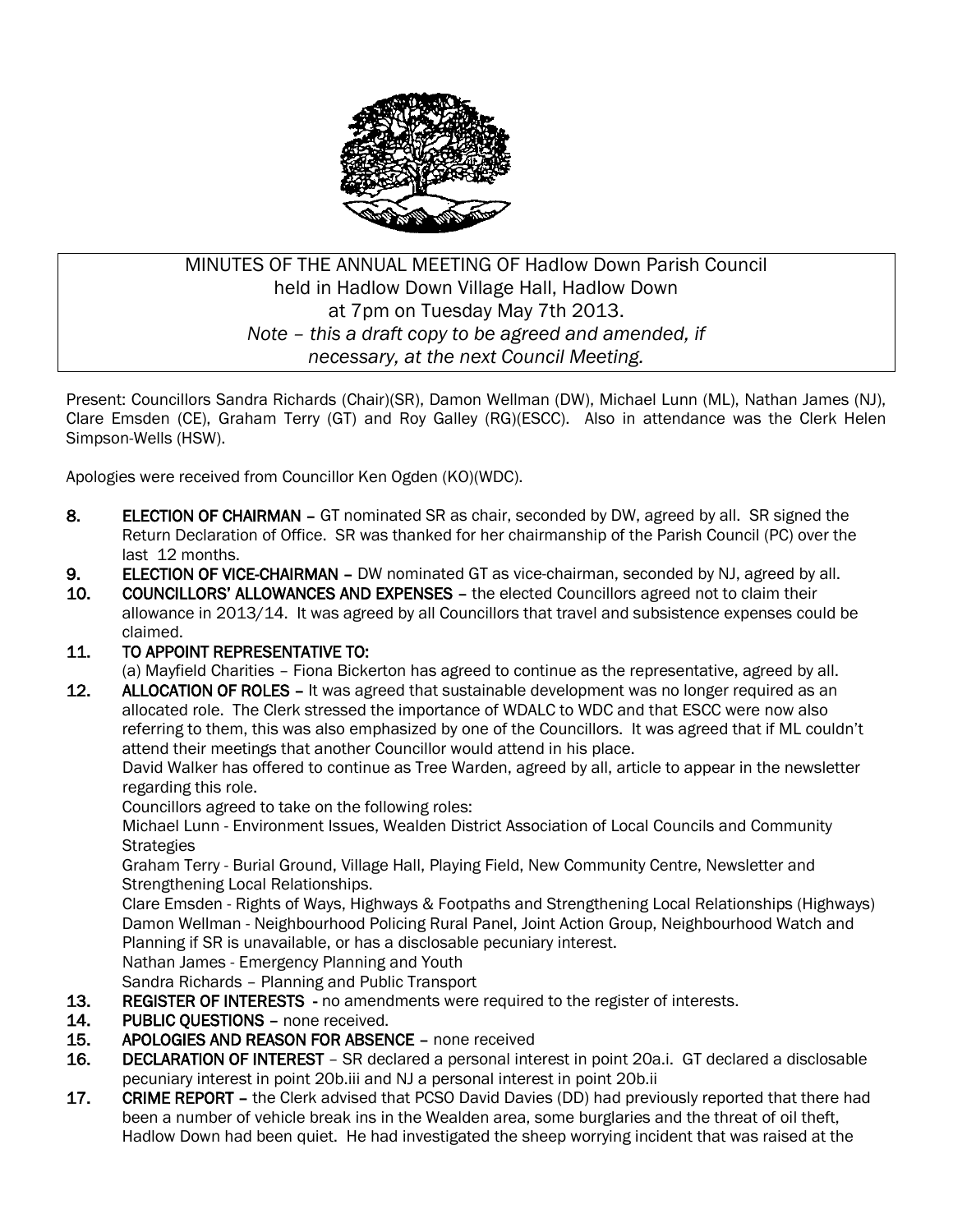MINUTES OF THE ANNUAL MEETING OF Hadlow Down Parish Council
held in Hadlow Down Village Hall, Hadlow Down
at 7pm on Tuesday May 7th 2013.
*Note – this a draft copy to be agreed and amended, if necessary, at the next Council Meeting.*

Present: Councillors Sandra Richards (Chair)(SR), Damon Wellman (DW), Michael Lunn (ML), Nathan James (NJ), Clare Emsden (CE), Graham Terry (GT) and Roy Galley (RG)(ESCC). Also in attendance was the Clerk Helen Simpson-Wells (HSW).

Apologies were received from Councillor Ken Ogden (KO)(WDC).

8. **ELECTION OF CHAIRMAN –** GT nominated SR as chair, seconded by DW, agreed by all. SR signed the Return Declaration of Office. SR was thanked for her chairmanship of the Parish Council (PC) over the last 12 months.
9. **ELECTION OF VICE-CHAIRMAN –** DW nominated GT as vice-chairman, seconded by NJ, agreed by all.
10. **COUNCILLORS' ALLOWANCES AND EXPENSES –** the elected Councillors agreed not to claim their allowance in 2013/14. It was agreed by all Councillors that travel and subsistence expenses could be claimed.
11. **TO APPOINT REPRESENTATIVE TO:**
    (a) Mayfield Charities – Fiona Bickerton has agreed to continue as the representative, agreed by all.
12. **ALLOCATION OF ROLES –** It was agreed that sustainable development was no longer required as an allocated role. The Clerk stressed the importance of WDALC to WDC and that ESCC were now also referring to them, this was also emphasized by one of the Councillors. It was agreed that if ML couldn't attend their meetings that another Councillor would attend in his place.
    David Walker has offered to continue as Tree Warden, agreed by all, article to appear in the newsletter regarding this role.
    Councillors agreed to take on the following roles:
    Michael Lunn - Environment Issues, Wealden District Association of Local Councils and Community Strategies
    Graham Terry - Burial Ground, Village Hall, Playing Field, New Community Centre, Newsletter and Strengthening Local Relationships.
    Clare Emsden - Rights of Ways, Highways & Footpaths and Strengthening Local Relationships (Highways)
    Damon Wellman - Neighbourhood Policing Rural Panel, Joint Action Group, Neighbourhood Watch and Planning if SR is unavailable, or has a disclosable pecuniary interest.
    Nathan James - Emergency Planning and Youth
    Sandra Richards – Planning and Public Transport
13. **REGISTER OF INTERESTS -** no amendments were required to the register of interests.
14. **PUBLIC QUESTIONS –** none received.
15. **APOLOGIES AND REASON FOR ABSENCE –** none received
16. **DECLARATION OF INTEREST** – SR declared a personal interest in point 20a.i. GT declared a disclosable pecuniary interest in point 20b.iii and NJ a personal interest in point 20b.ii
17. **CRIME REPORT –** the Clerk advised that PCSO David Davies (DD) had previously reported that there had been a number of vehicle break ins in the Wealden area, some burglaries and the threat of oil theft, Hadlow Down had been quiet. He had investigated the sheep worrying incident that was raised at the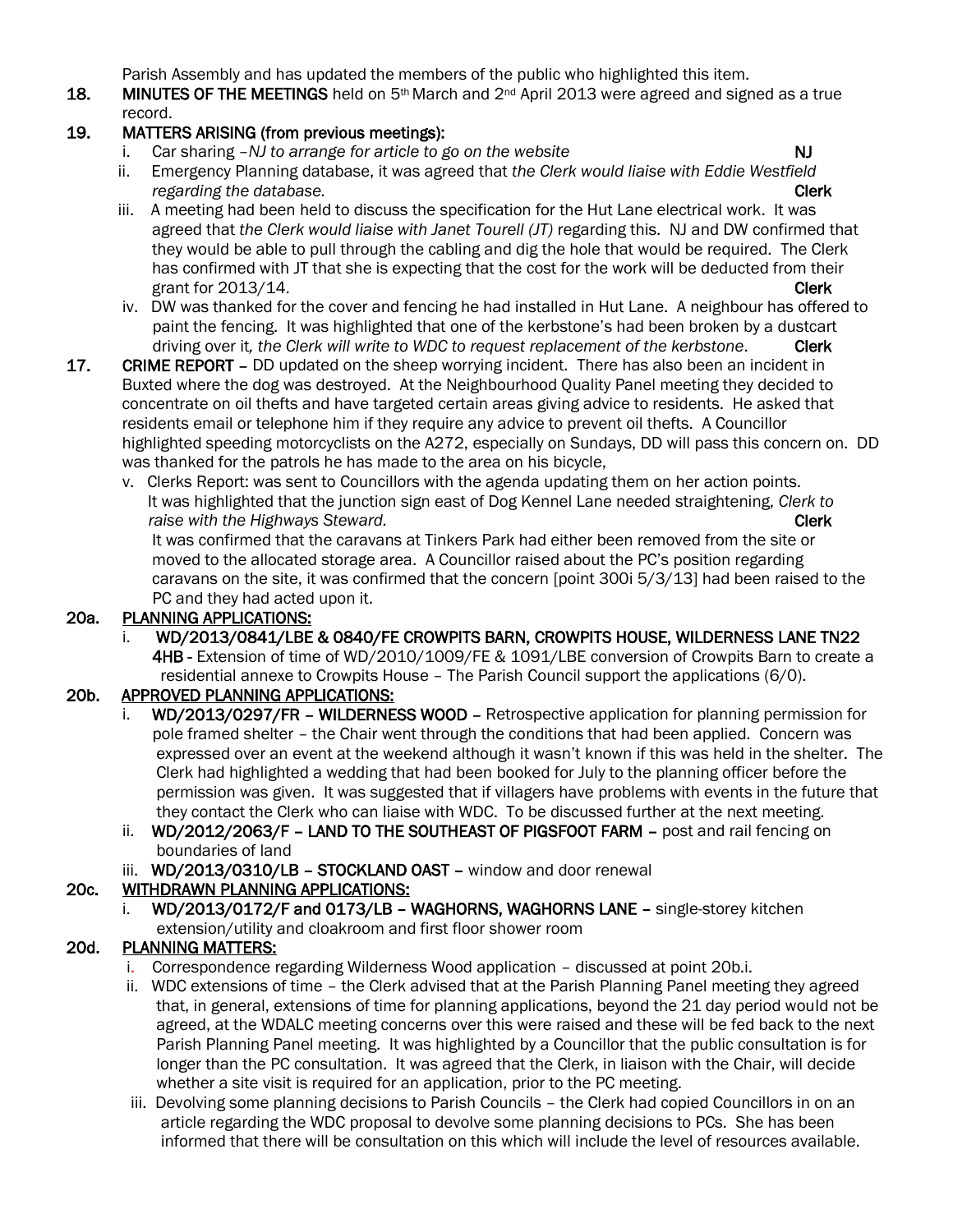Parish Assembly and has updated the members of the public who highlighted this item.

**18. MINUTES OF THE MEETINGS** held on 5th March and 2nd April 2013 were agreed and signed as a true record.

## 19. MATTERS ARISING (from previous meetings):

i. Car sharing –*NJ to arrange for article to go on the website* **NJ**

ii. Emergency Planning database, it was agreed that *the Clerk would liaise with Eddie Westfield regarding the database.* **Clerk**

iii. A meeting had been held to discuss the specification for the Hut Lane electrical work. It was agreed that *the Clerk would liaise with Janet Tourell (JT)* regarding this. NJ and DW confirmed that they would be able to pull through the cabling and dig the hole that would be required. The Clerk has confirmed with JT that she is expecting that the cost for the work will be deducted from their grant for 2013/14. **Clerk**

iv. DW was thanked for the cover and fencing he had installed in Hut Lane. A neighbour has offered to paint the fencing. It was highlighted that one of the kerbstone's had been broken by a dustcart driving over it*, the Clerk will write to WDC to request replacement of the kerbstone*. **Clerk**

**17. CRIME REPORT** – DD updated on the sheep worrying incident. There has also been an incident in Buxted where the dog was destroyed. At the Neighbourhood Quality Panel meeting they decided to concentrate on oil thefts and have targeted certain areas giving advice to residents. He asked that residents email or telephone him if they require any advice to prevent oil thefts. A Councillor highlighted speeding motorcyclists on the A272, especially on Sundays, DD will pass this concern on. DD was thanked for the patrols he has made to the area on his bicycle,

v. Clerks Report: was sent to Councillors with the agenda updating them on her action points. It was highlighted that the junction sign east of Dog Kennel Lane needed straightening*, Clerk to raise with the Highways Steward*. **Clerk**
It was confirmed that the caravans at Tinkers Park had either been removed from the site or moved to the allocated storage area. A Councillor raised about the PC's position regarding caravans on the site, it was confirmed that the concern [point 300i 5/3/13] had been raised to the PC and they had acted upon it.

## 20a. PLANNING APPLICATIONS:

i. **WD/2013/0841/LBE & 0840/FE CROWPITS BARN, CROWPITS HOUSE, WILDERNESS LANE TN22 4HB** - Extension of time of WD/2010/1009/FE & 1091/LBE conversion of Crowpits Barn to create a residential annexe to Crowpits House – The Parish Council support the applications (6/0).

## 20b. APPROVED PLANNING APPLICATIONS:

i. **WD/2013/0297/FR – WILDERNESS WOOD** – Retrospective application for planning permission for pole framed shelter – the Chair went through the conditions that had been applied. Concern was expressed over an event at the weekend although it wasn't known if this was held in the shelter. The Clerk had highlighted a wedding that had been booked for July to the planning officer before the permission was given. It was suggested that if villagers have problems with events in the future that they contact the Clerk who can liaise with WDC. To be discussed further at the next meeting.

ii. **WD/2012/2063/F – LAND TO THE SOUTHEAST OF PIGSFOOT FARM** – post and rail fencing on boundaries of land

iii. **WD/2013/0310/LB – STOCKLAND OAST** – window and door renewal

## 20c. WITHDRAWN PLANNING APPLICATIONS:

i. **WD/2013/0172/F and 0173/LB – WAGHORNS, WAGHORNS LANE** – single-storey kitchen extension/utility and cloakroom and first floor shower room

## 20d. PLANNING MATTERS:

i. Correspondence regarding Wilderness Wood application – discussed at point 20b.i.

ii. WDC extensions of time – the Clerk advised that at the Parish Planning Panel meeting they agreed that, in general, extensions of time for planning applications, beyond the 21 day period would not be agreed, at the WDALC meeting concerns over this were raised and these will be fed back to the next Parish Planning Panel meeting. It was highlighted by a Councillor that the public consultation is for longer than the PC consultation. It was agreed that the Clerk, in liaison with the Chair, will decide whether a site visit is required for an application, prior to the PC meeting.

iii. Devolving some planning decisions to Parish Councils – the Clerk had copied Councillors in on an article regarding the WDC proposal to devolve some planning decisions to PCs. She has been informed that there will be consultation on this which will include the level of resources available.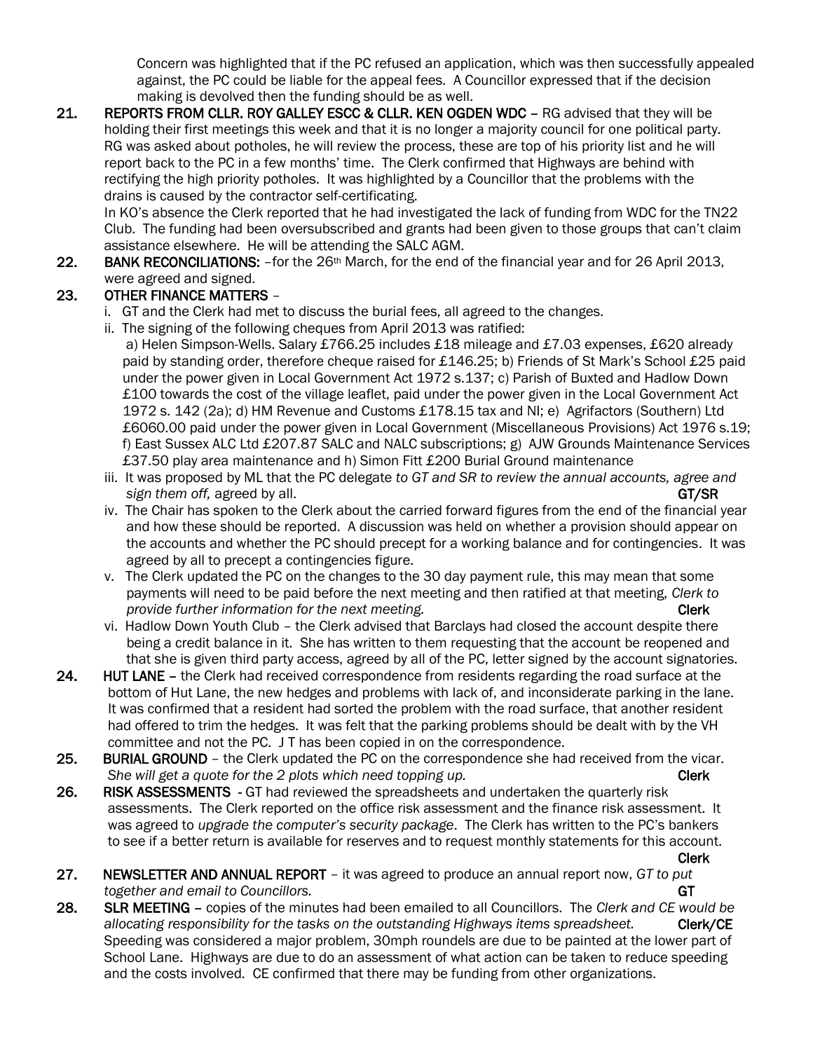Concern was highlighted that if the PC refused an application, which was then successfully appealed against, the PC could be liable for the appeal fees. A Councillor expressed that if the decision making is devolved then the funding should be as well.

**21. REPORTS FROM CLLR. ROY GALLEY ESCC & CLLR. KEN OGDEN WDC** – RG advised that they will be holding their first meetings this week and that it is no longer a majority council for one political party. RG was asked about potholes, he will review the process, these are top of his priority list and he will report back to the PC in a few months' time. The Clerk confirmed that Highways are behind with rectifying the high priority potholes. It was highlighted by a Councillor that the problems with the drains is caused by the contractor self-certificating.
In KO's absence the Clerk reported that he had investigated the lack of funding from WDC for the TN22 Club. The funding had been oversubscribed and grants had been given to those groups that can't claim assistance elsewhere. He will be attending the SALC AGM.

**22. BANK RECONCILIATIONS:** –for the 26th March, for the end of the financial year and for 26 April 2013, were agreed and signed.

**23. OTHER FINANCE MATTERS** –

i. GT and the Clerk had met to discuss the burial fees, all agreed to the changes.

ii. The signing of the following cheques from April 2013 was ratified:
a) Helen Simpson-Wells. Salary £766.25 includes £18 mileage and £7.03 expenses, £620 already paid by standing order, therefore cheque raised for £146.25; b) Friends of St Mark's School £25 paid under the power given in Local Government Act 1972 s.137; c) Parish of Buxted and Hadlow Down £100 towards the cost of the village leaflet, paid under the power given in the Local Government Act 1972 s. 142 (2a); d) HM Revenue and Customs £178.15 tax and NI; e) Agrifactors (Southern) Ltd £6060.00 paid under the power given in Local Government (Miscellaneous Provisions) Act 1976 s.19; f) East Sussex ALC Ltd £207.87 SALC and NALC subscriptions; g) AJW Grounds Maintenance Services £37.50 play area maintenance and h) Simon Fitt £200 Burial Ground maintenance

iii. It was proposed by ML that the PC delegate *to GT and SR to review the annual accounts, agree and sign them off,* agreed by all. **GT/SR**

iv. The Chair has spoken to the Clerk about the carried forward figures from the end of the financial year and how these should be reported. A discussion was held on whether a provision should appear on the accounts and whether the PC should precept for a working balance and for contingencies. It was agreed by all to precept a contingencies figure.

v. The Clerk updated the PC on the changes to the 30 day payment rule, this may mean that some payments will need to be paid before the next meeting and then ratified at that meeting, *Clerk to provide further information for the next meeting.* **Clerk**

vi. Hadlow Down Youth Club – the Clerk advised that Barclays had closed the account despite there being a credit balance in it. She has written to them requesting that the account be reopened and that she is given third party access, agreed by all of the PC, letter signed by the account signatories.

**24. HUT LANE** – the Clerk had received correspondence from residents regarding the road surface at the bottom of Hut Lane, the new hedges and problems with lack of, and inconsiderate parking in the lane. It was confirmed that a resident had sorted the problem with the road surface, that another resident had offered to trim the hedges. It was felt that the parking problems should be dealt with by the VH committee and not the PC. J T has been copied in on the correspondence.

**25. BURIAL GROUND** – the Clerk updated the PC on the correspondence she had received from the vicar. *She will get a quote for the 2 plots which need topping up.* **Clerk**

**26. RISK ASSESSMENTS** - GT had reviewed the spreadsheets and undertaken the quarterly risk assessments. The Clerk reported on the office risk assessment and the finance risk assessment. It was agreed to *upgrade the computer's security package*. The Clerk has written to the PC's bankers to see if a better return is available for reserves and to request monthly statements for this account. **Clerk**

**27. NEWSLETTER AND ANNUAL REPORT** – it was agreed to produce an annual report now, *GT to put together and email to Councillors.* **GT**

**28. SLR MEETING** – copies of the minutes had been emailed to all Councillors. The *Clerk and CE would be allocating responsibility for the tasks on the outstanding Highways items spreadsheet.* **Clerk/CE**
Speeding was considered a major problem, 30mph roundels are due to be painted at the lower part of School Lane. Highways are due to do an assessment of what action can be taken to reduce speeding and the costs involved. CE confirmed that there may be funding from other organizations.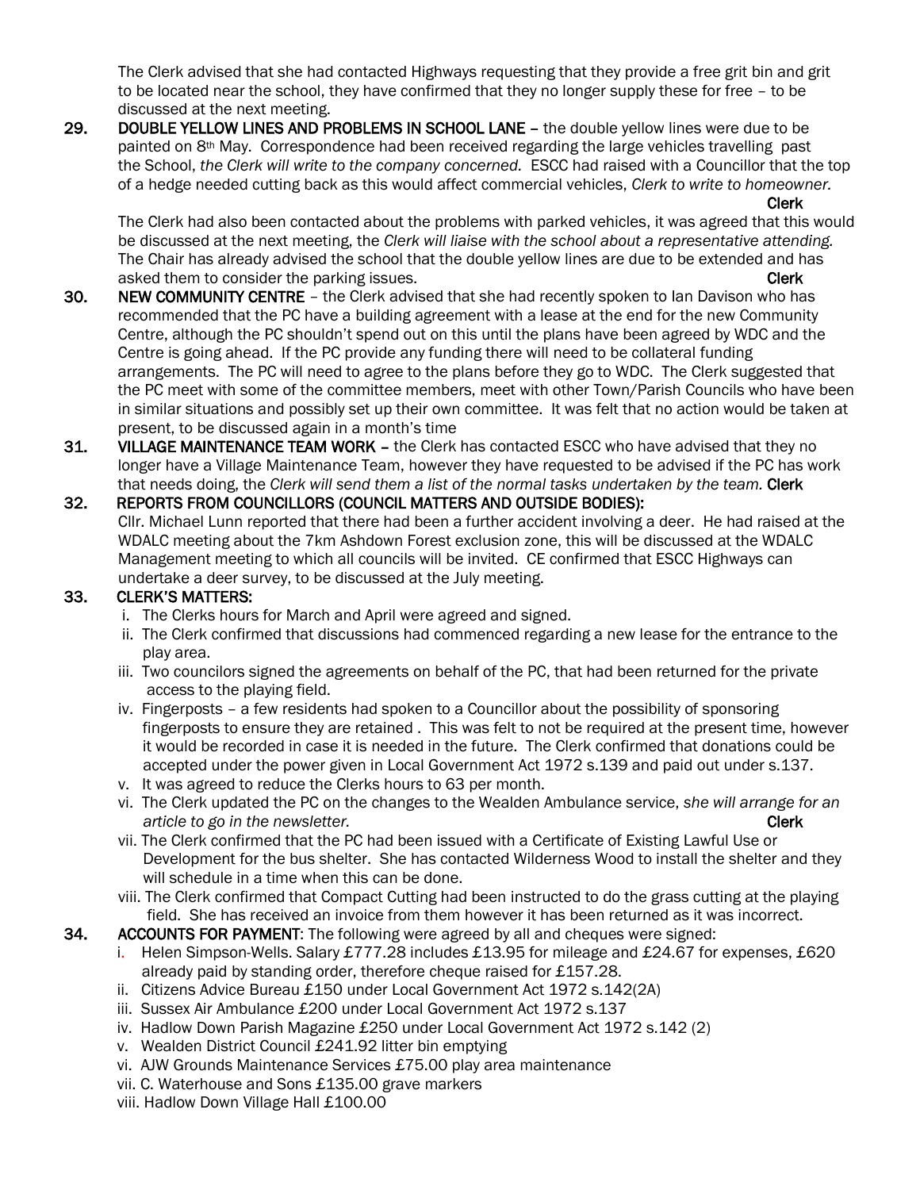The Clerk advised that she had contacted Highways requesting that they provide a free grit bin and grit to be located near the school, they have confirmed that they no longer supply these for free – to be discussed at the next meeting.

**29. DOUBLE YELLOW LINES AND PROBLEMS IN SCHOOL LANE** – the double yellow lines were due to be painted on 8th May. Correspondence had been received regarding the large vehicles travelling past the School, *the Clerk will write to the company concerned.* ESCC had raised with a Councillor that the top of a hedge needed cutting back as this would affect commercial vehicles, *Clerk to write to homeowner.* **Clerk**

The Clerk had also been contacted about the problems with parked vehicles, it was agreed that this would be discussed at the next meeting, the *Clerk will liaise with the school about a representative attending.* The Chair has already advised the school that the double yellow lines are due to be extended and has asked them to consider the parking issues. **Clerk**

**30. NEW COMMUNITY CENTRE** – the Clerk advised that she had recently spoken to Ian Davison who has recommended that the PC have a building agreement with a lease at the end for the new Community Centre, although the PC shouldn't spend out on this until the plans have been agreed by WDC and the Centre is going ahead. If the PC provide any funding there will need to be collateral funding arrangements. The PC will need to agree to the plans before they go to WDC. The Clerk suggested that the PC meet with some of the committee members, meet with other Town/Parish Councils who have been in similar situations and possibly set up their own committee. It was felt that no action would be taken at present, to be discussed again in a month's time

**31. VILLAGE MAINTENANCE TEAM WORK** – the Clerk has contacted ESCC who have advised that they no longer have a Village Maintenance Team, however they have requested to be advised if the PC has work that needs doing, the *Clerk will send them a list of the normal tasks undertaken by the team.* **Clerk**

**32. REPORTS FROM COUNCILLORS (COUNCIL MATTERS AND OUTSIDE BODIES):**

Cllr. Michael Lunn reported that there had been a further accident involving a deer. He had raised at the WDALC meeting about the 7km Ashdown Forest exclusion zone, this will be discussed at the WDALC Management meeting to which all councils will be invited. CE confirmed that ESCC Highways can undertake a deer survey, to be discussed at the July meeting.

**33. CLERK'S MATTERS:**

i. The Clerks hours for March and April were agreed and signed.
ii. The Clerk confirmed that discussions had commenced regarding a new lease for the entrance to the play area.
iii. Two councilors signed the agreements on behalf of the PC, that had been returned for the private access to the playing field.
iv. Fingerposts – a few residents had spoken to a Councillor about the possibility of sponsoring fingerposts to ensure they are retained . This was felt to not be required at the present time, however it would be recorded in case it is needed in the future. The Clerk confirmed that donations could be accepted under the power given in Local Government Act 1972 s.139 and paid out under s.137.
v. It was agreed to reduce the Clerks hours to 63 per month.
vi. The Clerk updated the PC on the changes to the Wealden Ambulance service, *she will arrange for an article to go in the newsletter.* **Clerk**
vii. The Clerk confirmed that the PC had been issued with a Certificate of Existing Lawful Use or Development for the bus shelter. She has contacted Wilderness Wood to install the shelter and they will schedule in a time when this can be done.
viii. The Clerk confirmed that Compact Cutting had been instructed to do the grass cutting at the playing field. She has received an invoice from them however it has been returned as it was incorrect.

**34. ACCOUNTS FOR PAYMENT**: The following were agreed by all and cheques were signed:

i. Helen Simpson-Wells. Salary £777.28 includes £13.95 for mileage and £24.67 for expenses, £620 already paid by standing order, therefore cheque raised for £157.28.
ii. Citizens Advice Bureau £150 under Local Government Act 1972 s.142(2A)
iii. Sussex Air Ambulance £200 under Local Government Act 1972 s.137
iv. Hadlow Down Parish Magazine £250 under Local Government Act 1972 s.142 (2)
v. Wealden District Council £241.92 litter bin emptying
vi. AJW Grounds Maintenance Services £75.00 play area maintenance
vii. C. Waterhouse and Sons £135.00 grave markers
viii. Hadlow Down Village Hall £100.00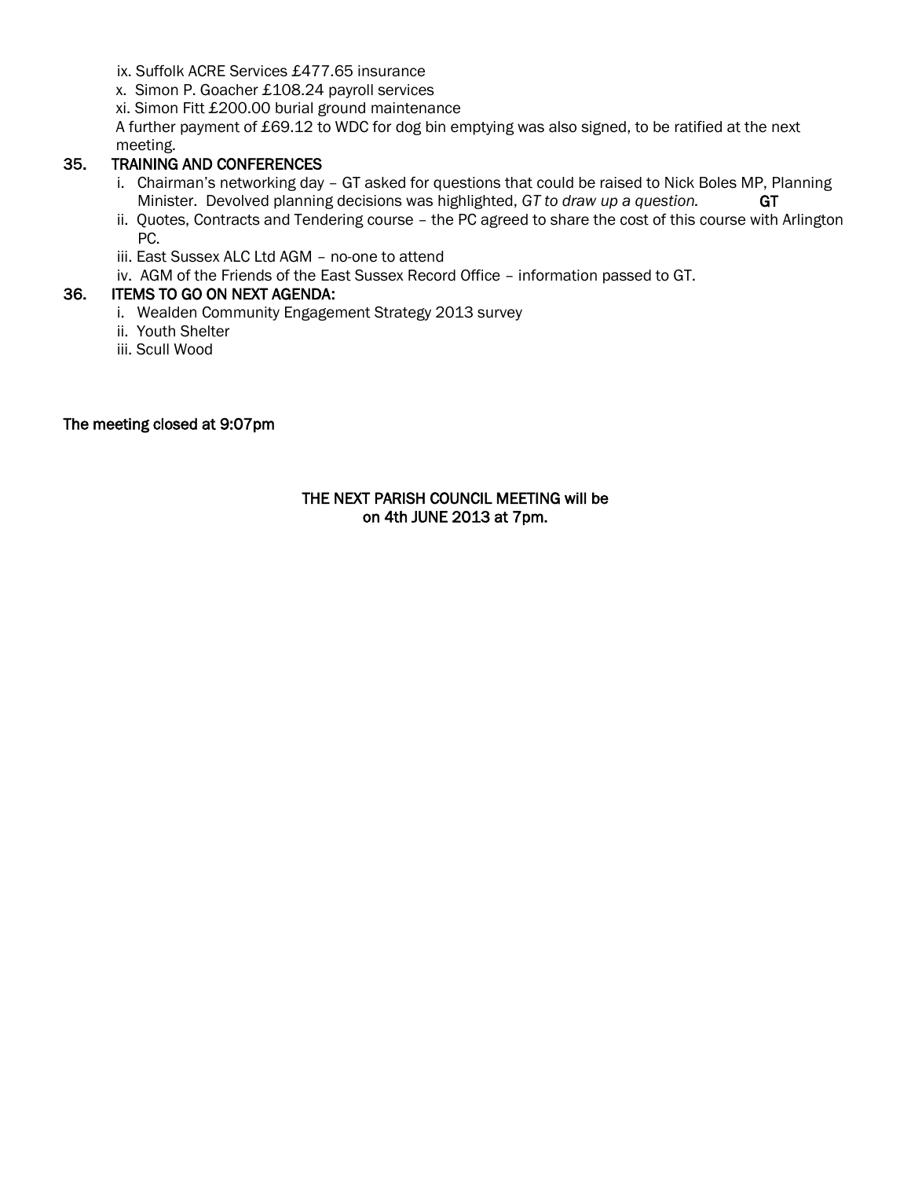ix. Suffolk ACRE Services £477.65 insurance
x. Simon P. Goacher £108.24 payroll services
xi. Simon Fitt £200.00 burial ground maintenance

A further payment of £69.12 to WDC for dog bin emptying was also signed, to be ratified at the next meeting.

## 35. TRAINING AND CONFERENCES

i. Chairman's networking day – GT asked for questions that could be raised to Nick Boles MP, Planning Minister. Devolved planning decisions was highlighted, *GT to draw up a question.* **GT**

ii. Quotes, Contracts and Tendering course – the PC agreed to share the cost of this course with Arlington PC.

iii. East Sussex ALC Ltd AGM – no-one to attend

iv. AGM of the Friends of the East Sussex Record Office – information passed to GT.

## 36. ITEMS TO GO ON NEXT AGENDA:

i. Wealden Community Engagement Strategy 2013 survey
ii. Youth Shelter
iii. Scull Wood

**The meeting closed at 9:07pm**

**THE NEXT PARISH COUNCIL MEETING will be on 4th JUNE 2013 at 7pm.**